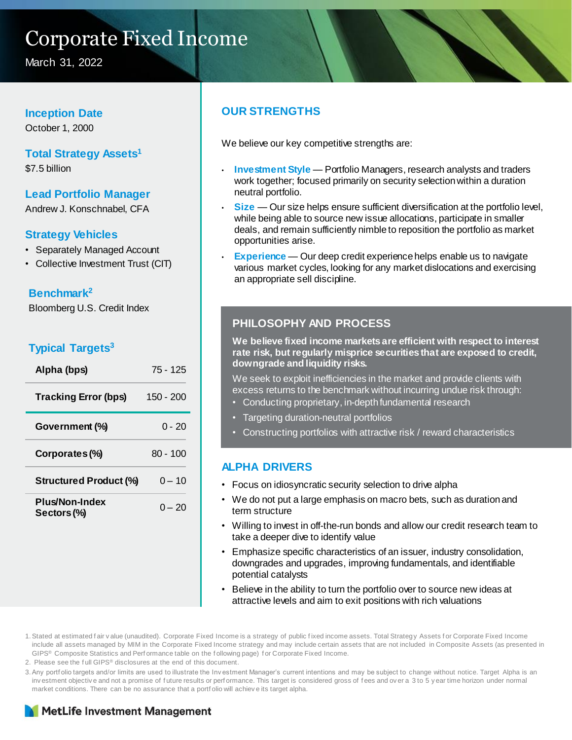# Corporate Fixed Income

March 31, 2022

### Inception Date

October 1, 2000

### Total Strategy Assets[1]

$7.5 billion

### Lead Portfolio Manager

Andrew J. Konschnabel, CFA

### Strategy Vehicles

- Separately Managed Account
- Collective Investment Trust (CIT)

### Benchmark[2]

Bloomberg U.S. Credit Index

### Typical Targets[3]

| | |
|---|---|
| **Alpha (bps)** | 75 - 125 |
| **Tracking Error (bps)** | 150 - 200 |
| **Government (%)** | 0 - 20 |
| **Corporates (%)** | 80 - 100 |
| **Structured Product (%)** | 0 – 10 |
| **Plus/Non-Index Sectors (%)** | 0 – 20 |

## OUR STRENGTHS

We believe our key competitive strengths are:

- **Investment Style** — Portfolio Managers, research analysts and traders work together; focused primarily on security selection within a duration neutral portfolio.
- **Size** — Our size helps ensure sufficient diversification at the portfolio level, while being able to source new issue allocations, participate in smaller deals, and remain sufficiently nimble to reposition the portfolio as market opportunities arise.
- **Experience** — Our deep credit experience helps enable us to navigate various market cycles, looking for any market dislocations and exercising an appropriate sell discipline.

## PHILOSOPHY AND PROCESS

**We believe fixed income markets are efficient with respect to interest rate risk, but regularly misprice securities that are exposed to credit, downgrade and liquidity risks.**

We seek to exploit inefficiencies in the market and provide clients with excess returns to the benchmark without incurring undue risk through:

- Conducting proprietary, in-depth fundamental research
- Targeting duration-neutral portfolios
- Constructing portfolios with attractive risk / reward characteristics

## ALPHA DRIVERS

- Focus on idiosyncratic security selection to drive alpha
- We do not put a large emphasis on macro bets, such as duration and term structure
- Willing to invest in off-the-run bonds and allow our credit research team to take a deeper dive to identify value
- Emphasize specific characteristics of an issuer, industry consolidation, downgrades and upgrades, improving fundamentals, and identifiable potential catalysts
- Believe in the ability to turn the portfolio over to source new ideas at attractive levels and aim to exit positions with rich valuations

1. Stated at estimated fair value (unaudited). Corporate Fixed Income is a strategy of public fixed income assets. Total Strategy Assets for Corporate Fixed Income include all assets managed by MIM in the Corporate Fixed Income strategy and may include certain assets that are not included in Composite Assets (as presented in GIPS® Composite Statistics and Performance table on the following page) for Corporate Fixed Income.
2. Please see the full GIPS® disclosures at the end of this document.
3. Any portfolio targets and/or limits are used to illustrate the Investment Manager's current intentions and may be subject to change without notice. Target Alpha is an investment objective and not a promise of future results or performance. This target is considered gross of fees and over a 3 to 5 year time horizon under normal market conditions. There can be no assurance that a portfolio will achieve its target alpha.

MetLife Investment Management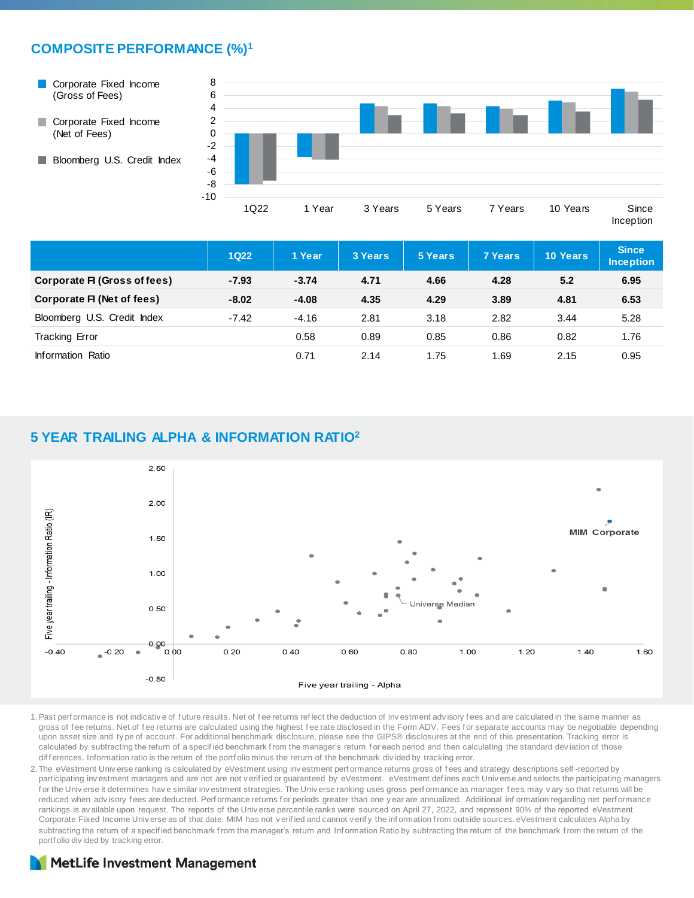## COMPOSITE PERFORMANCE (%)[1]

| | 1Q22 | 1 Year | 3 Years | 5 Years | 7 Years | 10 Years | Since Inception |
|---|---|---|---|---|---|---|---|
| **Corporate FI (Gross of fees)** | **-7.93** | **-3.74** | **4.71** | **4.66** | **4.28** | **5.2** | **6.95** |
| **Corporate FI (Net of fees)** | **-8.02** | **-4.08** | **4.35** | **4.29** | **3.89** | **4.81** | **6.53** |
| Bloomberg U.S. Credit Index | -7.42 | -4.16 | 2.81 | 3.18 | 2.82 | 3.44 | 5.28 |
| Tracking Error | | 0.58 | 0.89 | 0.85 | 0.86 | 0.82 | 1.76 |
| Information Ratio | | 0.71 | 2.14 | 1.75 | 1.69 | 2.15 | 0.95 |

## 5 YEAR TRAILING ALPHA & INFORMATION RATIO[2]

1. Past performance is not indicative of future results. Net of fee returns reflect the deduction of investment advisory fees and are calculated in the same manner as gross of fee returns. Net of fee returns are calculated using the highest fee rate disclosed in the Form ADV. Fees for separate accounts may be negotiable depending upon asset size and type of account. For additional benchmark disclosure, please see the GIPS® disclosures at the end of this presentation. Tracking error is calculated by subtracting the return of a specified benchmark from the manager's return for each period and then calculating the standard deviation of those differences. Information ratio is the return of the portfolio minus the return of the benchmark divided by tracking error.
2. The eVestment Universe ranking is calculated by eVestment using investment performance returns gross of fees and strategy descriptions self-reported by participating investment managers and are not are not verified or guaranteed by eVestment. eVestment defines each Universe and selects the participating managers for the Universe it determines have similar investment strategies. The Universe ranking uses gross performance as manager fees may vary so that returns will be reduced when advisory fees are deducted. Performance returns for periods greater than one year are annualized. Additional information regarding net performance rankings is available upon request. The reports of the Universe percentile ranks were sourced on April 27, 2022, and represent 90% of the reported eVestment Corporate Fixed Income Universe as of that date. MIM has not verified and cannot verify the information from outside sources. eVestment calculates Alpha by subtracting the return of a specified benchmark from the manager's return and Information Ratio by subtracting the return of the benchmark from the return of the portfolio divided by tracking error.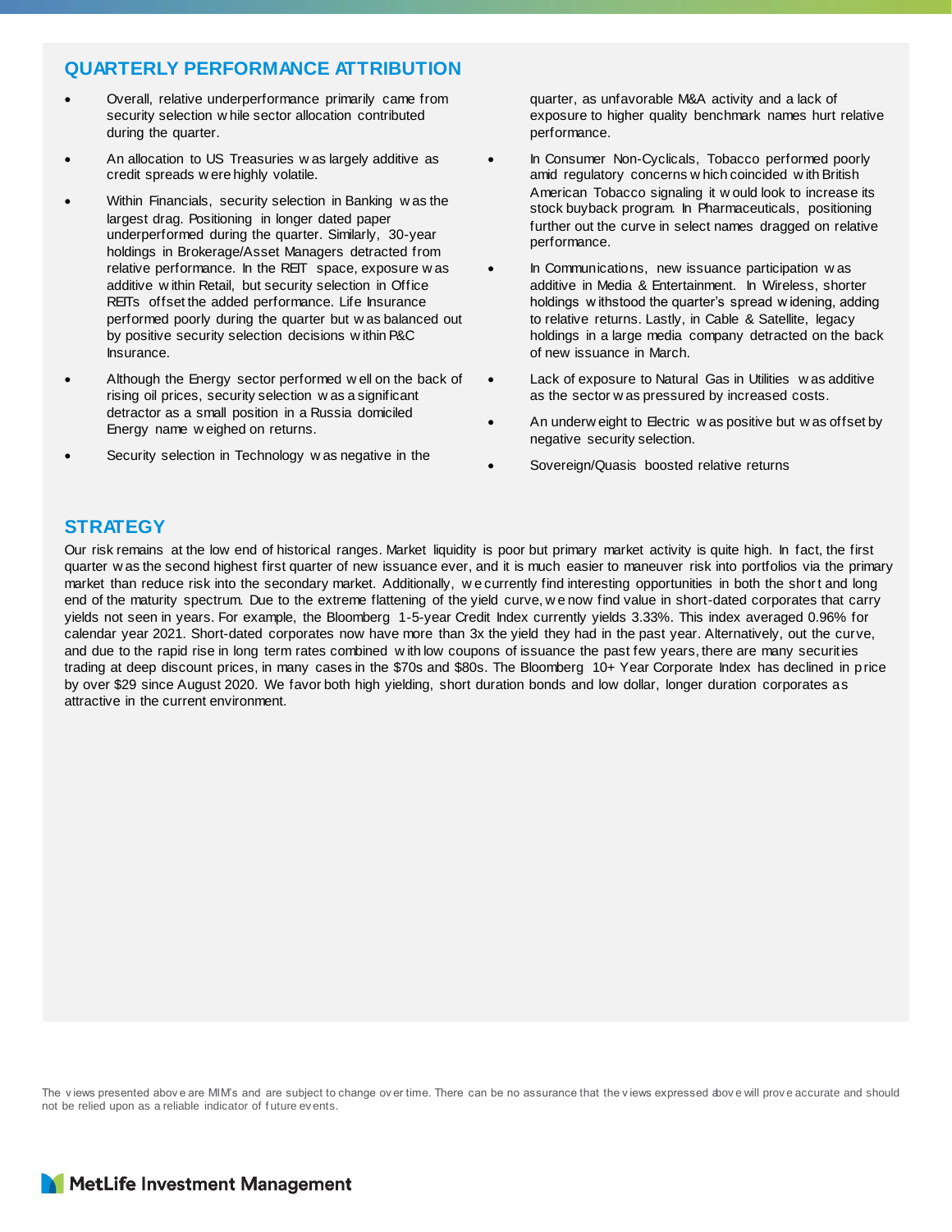## QUARTERLY PERFORMANCE ATTRIBUTION

- Overall, relative underperformance primarily came from security selection while sector allocation contributed during the quarter.
- An allocation to US Treasuries was largely additive as credit spreads were highly volatile.
- Within Financials, security selection in Banking was the largest drag. Positioning in longer dated paper underperformed during the quarter. Similarly, 30-year holdings in Brokerage/Asset Managers detracted from relative performance. In the REIT space, exposure was additive within Retail, but security selection in Office REITs offset the added performance. Life Insurance performed poorly during the quarter but was balanced out by positive security selection decisions within P&C Insurance.
- Although the Energy sector performed well on the back of rising oil prices, security selection was a significant detractor as a small position in a Russia domiciled Energy name weighed on returns.
- Security selection in Technology was negative in the quarter, as unfavorable M&A activity and a lack of exposure to higher quality benchmark names hurt relative performance.
- In Consumer Non-Cyclicals, Tobacco performed poorly amid regulatory concerns which coincided with British American Tobacco signaling it would look to increase its stock buyback program. In Pharmaceuticals, positioning further out the curve in select names dragged on relative performance.
- In Communications, new issuance participation was additive in Media & Entertainment. In Wireless, shorter holdings withstood the quarter's spread widening, adding to relative returns. Lastly, in Cable & Satellite, legacy holdings in a large media company detracted on the back of new issuance in March.
- Lack of exposure to Natural Gas in Utilities was additive as the sector was pressured by increased costs.
- An underweight to Electric was positive but was offset by negative security selection.
- Sovereign/Quasis boosted relative returns

## STRATEGY

Our risk remains at the low end of historical ranges. Market liquidity is poor but primary market activity is quite high. In fact, the first quarter was the second highest first quarter of new issuance ever, and it is much easier to maneuver risk into portfolios via the primary market than reduce risk into the secondary market. Additionally, we currently find interesting opportunities in both the short and long end of the maturity spectrum. Due to the extreme flattening of the yield curve, we now find value in short-dated corporates that carry yields not seen in years. For example, the Bloomberg 1-5-year Credit Index currently yields 3.33%. This index averaged 0.96% for calendar year 2021. Short-dated corporates now have more than 3x the yield they had in the past year. Alternatively, out the curve, and due to the rapid rise in long term rates combined with low coupons of issuance the past few years, there are many securities trading at deep discount prices, in many cases in the $70s and $80s. The Bloomberg 10+ Year Corporate Index has declined in price by over $29 since August 2020. We favor both high yielding, short duration bonds and low dollar, longer duration corporates as attractive in the current environment.

The views presented above are MIM's and are subject to change over time. There can be no assurance that the views expressed above will prove accurate and should not be relied upon as a reliable indicator of future events.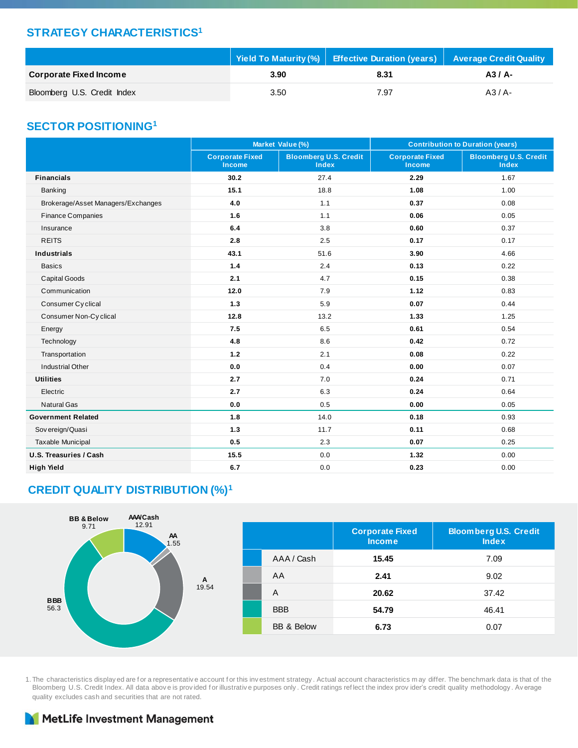## STRATEGY CHARACTERISTICS[1]

| | Yield To Maturity (%) | Effective Duration (years) | Average Credit Quality |
|---|---|---|---|
| **Corporate Fixed Income** | **3.90** | **8.31** | **A3 / A-** |
| Bloomberg U.S. Credit Index | 3.50 | 7.97 | A3 / A- |

## SECTOR POSITIONING[1]

| | Market Value (%) | | Contribution to Duration (years) | |
|---|---|---|---|---|
| | Corporate Fixed Income | Bloomberg U.S. Credit Index | Corporate Fixed Income | Bloomberg U.S. Credit Index |
| **Financials** | **30.2** | 27.4 | **2.29** | 1.67 |
| Banking | **15.1** | 18.8 | **1.08** | 1.00 |
| Brokerage/Asset Managers/Exchanges | **4.0** | 1.1 | **0.37** | 0.08 |
| Finance Companies | **1.6** | 1.1 | **0.06** | 0.05 |
| Insurance | **6.4** | 3.8 | **0.60** | 0.37 |
| REITS | **2.8** | 2.5 | **0.17** | 0.17 |
| **Industrials** | **43.1** | 51.6 | **3.90** | 4.66 |
| Basics | **1.4** | 2.4 | **0.13** | 0.22 |
| Capital Goods | **2.1** | 4.7 | **0.15** | 0.38 |
| Communication | **12.0** | 7.9 | **1.12** | 0.83 |
| Consumer Cyclical | **1.3** | 5.9 | **0.07** | 0.44 |
| Consumer Non-Cyclical | **12.8** | 13.2 | **1.33** | 1.25 |
| Energy | **7.5** | 6.5 | **0.61** | 0.54 |
| Technology | **4.8** | 8.6 | **0.42** | 0.72 |
| Transportation | **1.2** | 2.1 | **0.08** | 0.22 |
| Industrial Other | **0.0** | 0.4 | **0.00** | 0.07 |
| **Utilities** | **2.7** | 7.0 | **0.24** | 0.71 |
| Electric | **2.7** | 6.3 | **0.24** | 0.64 |
| Natural Gas | **0.0** | 0.5 | **0.00** | 0.05 |
| **Government Related** | **1.8** | 14.0 | **0.18** | 0.93 |
| Sovereign/Quasi | **1.3** | 11.7 | **0.11** | 0.68 |
| Taxable Municipal | **0.5** | 2.3 | **0.07** | 0.25 |
| **U.S. Treasuries / Cash** | **15.5** | 0.0 | **1.32** | 0.00 |
| **High Yield** | **6.7** | 0.0 | **0.23** | 0.00 |

## CREDIT QUALITY DISTRIBUTION (%)[1]

AAA/Cash 12.91; AA 1.55; A 19.54; BBB 56.3; BB & Below 9.71

| | Corporate Fixed Income | Bloomberg U.S. Credit Index |
|---|---|---|
| AAA / Cash | **15.45** | 7.09 |
| AA | **2.41** | 9.02 |
| A | **20.62** | 37.42 |
| BBB | **54.79** | 46.41 |
| BB & Below | **6.73** | 0.07 |

1. The characteristics displayed are for a representative account for this investment strategy. Actual account characteristics may differ. The benchmark data is that of the Bloomberg U.S. Credit Index. All data above is provided for illustrative purposes only. Credit ratings reflect the index provider's credit quality methodology. Average quality excludes cash and securities that are not rated.

MetLife Investment Management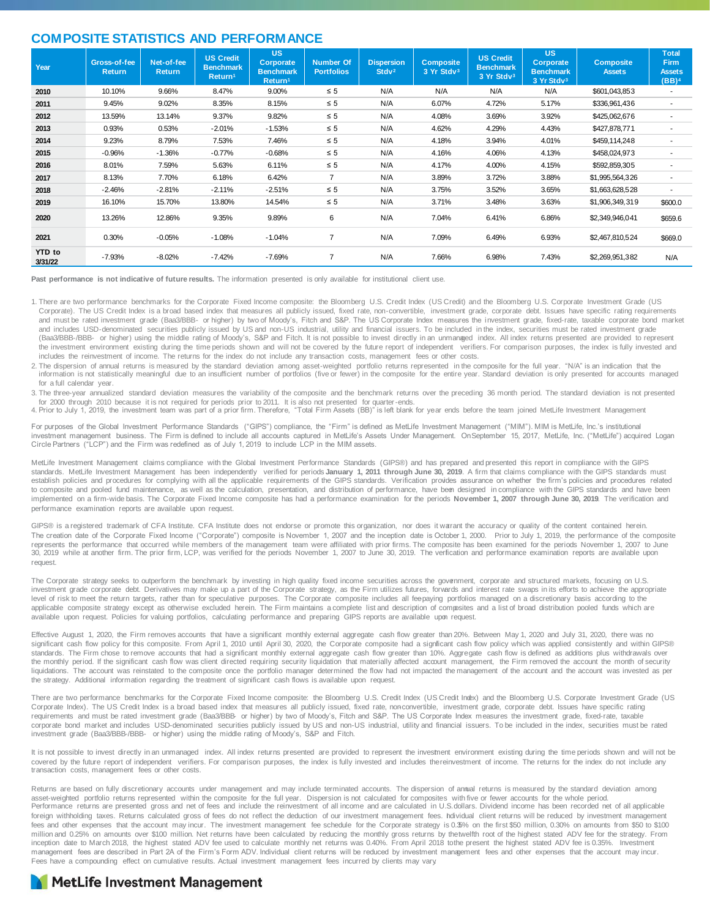## COMPOSITE STATISTICS AND PERFORMANCE

| Year | Gross-of-fee Return | Net-of-fee Return | US Credit Benchmark Return[1] | US Corporate Benchmark Return[1] | Number Of Portfolios | Dispersion Stdv[2] | Composite 3 Yr Stdv[3] | US Credit Benchmark 3 Yr Stdv[3] | US Corporate Benchmark 3 Yr Stdv[3] | Composite Assets | Total Firm Assets (BB)[4] |
|---|---|---|---|---|---|---|---|---|---|---|---|
| 2010 | 10.10% | 9.66% | 8.47% | 9.00% | ≤ 5 | N/A | N/A | N/A | N/A | $601,043,853 | - |
| 2011 | 9.45% | 9.02% | 8.35% | 8.15% | ≤ 5 | N/A | 6.07% | 4.72% | 5.17% | $336,961,436 | - |
| 2012 | 13.59% | 13.14% | 9.37% | 9.82% | ≤ 5 | N/A | 4.08% | 3.69% | 3.92% | $425,062,676 | - |
| 2013 | 0.93% | 0.53% | -2.01% | -1.53% | ≤ 5 | N/A | 4.62% | 4.29% | 4.43% | $427,878,771 | - |
| 2014 | 9.23% | 8.79% | 7.53% | 7.46% | ≤ 5 | N/A | 4.18% | 3.94% | 4.01% | $459,114,248 | - |
| 2015 | -0.96% | -1.36% | -0.77% | -0.68% | ≤ 5 | N/A | 4.16% | 4.06% | 4.13% | $458,024,973 | - |
| 2016 | 8.01% | 7.59% | 5.63% | 6.11% | ≤ 5 | N/A | 4.17% | 4.00% | 4.15% | $592,859,305 | - |
| 2017 | 8.13% | 7.70% | 6.18% | 6.42% | 7 | N/A | 3.89% | 3.72% | 3.88% | $1,995,564,326 | - |
| 2018 | -2.46% | -2.81% | -2.11% | -2.51% | ≤ 5 | N/A | 3.75% | 3.52% | 3.65% | $1,663,628,528 | - |
| 2019 | 16.10% | 15.70% | 13.80% | 14.54% | ≤ 5 | N/A | 3.71% | 3.48% | 3.63% | $1,906,349,319 | $600.0 |
| 2020 | 13.26% | 12.86% | 9.35% | 9.89% | 6 | N/A | 7.04% | 6.41% | 6.86% | $2,349,946,041 | $659.6 |
| 2021 | 0.30% | -0.05% | -1.08% | -1.04% | 7 | N/A | 7.09% | 6.49% | 6.93% | $2,467,810,524 | $669.0 |
| YTD to 3/31/22 | -7.93% | -8.02% | -7.42% | -7.69% | 7 | N/A | 7.66% | 6.98% | 7.43% | $2,269,951,382 | N/A |

**Past performance is not indicative of future results.** The information presented is only available for institutional client use.

1. There are two performance benchmarks for the Corporate Fixed Income composite: the Bloomberg U.S. Credit Index (US Credit) and the Bloomberg U.S. Corporate Investment Grade (US Corporate). The US Credit Index is a broad based index that measures all publicly issued, fixed rate, non-convertible, investment grade, corporate debt. Issues have specific rating requirements and must be rated investment grade (Baa3/BBB- or higher) by two of Moody's, Fitch and S&P. The US Corporate Index measures the investment grade, fixed-rate, taxable corporate bond market and includes USD-denominated securities publicly issued by US and non-US industrial, utility and financial issuers. To be included in the index, securities must be rated investment grade (Baa3/BBB-/BBB- or higher) using the middle rating of Moody's, S&P and Fitch. It is not possible to invest directly in an unmanaged index. All index returns presented are provided to represent the investment environment existing during the time periods shown and will not be covered by the future report of independent verifiers. For comparison purposes, the index is fully invested and includes the reinvestment of income. The returns for the index do not include any transaction costs, management fees or other costs.
2. The dispersion of annual returns is measured by the standard deviation among asset-weighted portfolio returns represented in the composite for the full year. "N/A" is an indication that the information is not statistically meaningful due to an insufficient number of portfolios (five or fewer) in the composite for the entire year. Standard deviation is only presented for accounts managed for a full calendar year.
3. The three-year annualized standard deviation measures the variability of the composite and the benchmark returns over the preceding 36 month period. The standard deviation is not presented for 2000 through 2010 because it is not required for periods prior to 2011. It is also not presented for quarter-ends.
4. Prior to July 1, 2019, the investment team was part of a prior firm. Therefore, "Total Firm Assets (BB)" is left blank for year ends before the team joined MetLife Investment Management

For purposes of the Global Investment Performance Standards ("GIPS") compliance, the "Firm" is defined as MetLife Investment Management ("MIM"). MIM is MetLife, Inc.'s institutional investment management business. The Firm is defined to include all accounts captured in MetLife's Assets Under Management. On September 15, 2017, MetLife, Inc. ("MetLife") acquired Logan Circle Partners ("LCP") and the Firm was redefined as of July 1, 2019 to include LCP in the MIM assets.

MetLife Investment Management claims compliance with the Global Investment Performance Standards (GIPS®) and has prepared and presented this report in compliance with the GIPS standards. MetLife Investment Management has been independently verified for periods **January 1, 2011 through June 30, 2019**. A firm that claims compliance with the GIPS standards must establish policies and procedures for complying with all the applicable requirements of the GIPS standards. Verification provides assurance on whether the firm's policies and procedures related to composite and pooled fund maintenance, as well as the calculation, presentation, and distribution of performance, have been designed in compliance with the GIPS standards and have been implemented on a firm-wide basis. The Corporate Fixed Income composite has had a performance examination for the periods **November 1, 2007 through June 30, 2019**. The verification and performance examination reports are available upon request.

GIPS® is a registered trademark of CFA Institute. CFA Institute does not endorse or promote this organization, nor does it warrant the accuracy or quality of the content contained herein. The creation date of the Corporate Fixed Income ("Corporate") composite is November 1, 2007 and the inception date is October 1, 2000. Prior to July 1, 2019, the performance of the composite represents the performance that occurred while members of the management team were affiliated with prior firms. The composite has been examined for the periods November 1, 2007 to June 30, 2019 while at another firm. The prior firm, LCP, was verified for the periods November 1, 2007 to June 30, 2019. The verfication and performance examination reports are available upon request.

The Corporate strategy seeks to outperform the benchmark by investing in high quality fixed income securities across the government, corporate and structured markets, focusing on U.S. investment grade corporate debt. Derivatives may make up a part of the Corporate strategy, as the Firm utilizes futures, forwards and interest rate swaps in its efforts to achieve the appropriate level of risk to meet the return targets, rather than for speculative purposes. The Corporate composite includes all fee paying portfolios managed on a discretionary basis according to the applicable composite strategy except as otherwise excluded herein. The Firm maintains a complete list and description of composites and a list of broad distribution pooled funds which are available upon request. Policies for valuing portfolios, calculating performance and preparing GIPS reports are available upon request.

Effective August 1, 2020, the Firm removes accounts that have a significant monthly external aggregate cash flow greater than 20%. Between May 1, 2020 and July 31, 2020, there was no significant cash flow policy for this composite. From April 1, 2010 until April 30, 2020, the Corporate composite had a significant cash flow policy which was applied consistently and within GIPS® standards. The Firm chose to remove accounts that had a significant monthly external aggregate cash flow greater than 10%. Aggregate cash flow is defined as additions plus withdrawals over the monthly period. If the significant cash flow was client directed requiring security liquidation that materially affected account management, the Firm removed the account the month of security liquidations. The account was reinstated to the composite once the portfolio manager determined the flow had not impacted the management of the account and the account was invested as per the strategy. Additional information regarding the treatment of significant cash flows is available upon request.

There are two performance benchmarks for the Corporate Fixed Income composite: the Bloomberg U.S. Credit Index (US Credit Index) and the Bloomberg U.S. Corporate Investment Grade (US Corporate Index). The US Credit Index is a broad based index that measures all publicly issued, fixed rate, non-convertible, investment grade, corporate debt. Issues have specific rating requirements and must be rated investment grade (Baa3/BBB- or higher) by two of Moody's, Fitch and S&P. The US Corporate Index measures the investment grade, fixed-rate, taxable corporate bond market and includes USD-denominated securities publicly issued by US and non-US industrial, utility and financial issuers. To be included in the index, securities must be rated investment grade (Baa3/BBB-/BBB- or higher) using the middle rating of Moody's, S&P and Fitch.

It is not possible to invest directly in an unmanaged index. All index returns presented are provided to represent the investment environment existing during the time periods shown and will not be covered by the future report of independent verifiers. For comparison purposes, the index is fully invested and includes the reinvestment of income. The returns for the index do not include any transaction costs, management fees or other costs.

Returns are based on fully discretionary accounts under management and may include terminated accounts. The dispersion of annual returns is measured by the standard deviation among asset-weighted portfolio returns represented within the composite for the full year. Dispersion is not calculated for composites with five or fewer accounts for the whole period. Performance returns are presented gross and net of fees and include the reinvestment of all income and are calculated in U.S. dollars. Dividend income has been recorded net of all applicable foreign withholding taxes. Returns calculated gross of fees do not reflect the deduction of our investment management fees. Individual client returns will be reduced by investment management fees and other expenses that the account may incur. The investment management fee schedule for the Corporate strategy is 0.35% on the first $50 million, 0.30% on amounts from $50 to $100 million and 0.25% on amounts over $100 million. Net returns have been calculated by reducing the monthly gross returns by the twelfth root of the highest stated ADV fee for the strategy. From inception date to March 2018, the highest stated ADV fee used to calculate monthly net returns was 0.40%. From April 2018 to the present the highest stated ADV fee is 0.35%. Investment management fees are described in Part 2A of the Firm's Form ADV. Individual client returns will be reduced by investment management fees and other expenses that the account may incur. Fees have a compounding effect on cumulative results. Actual investment management fees incurred by clients may vary.

MetLife Investment Management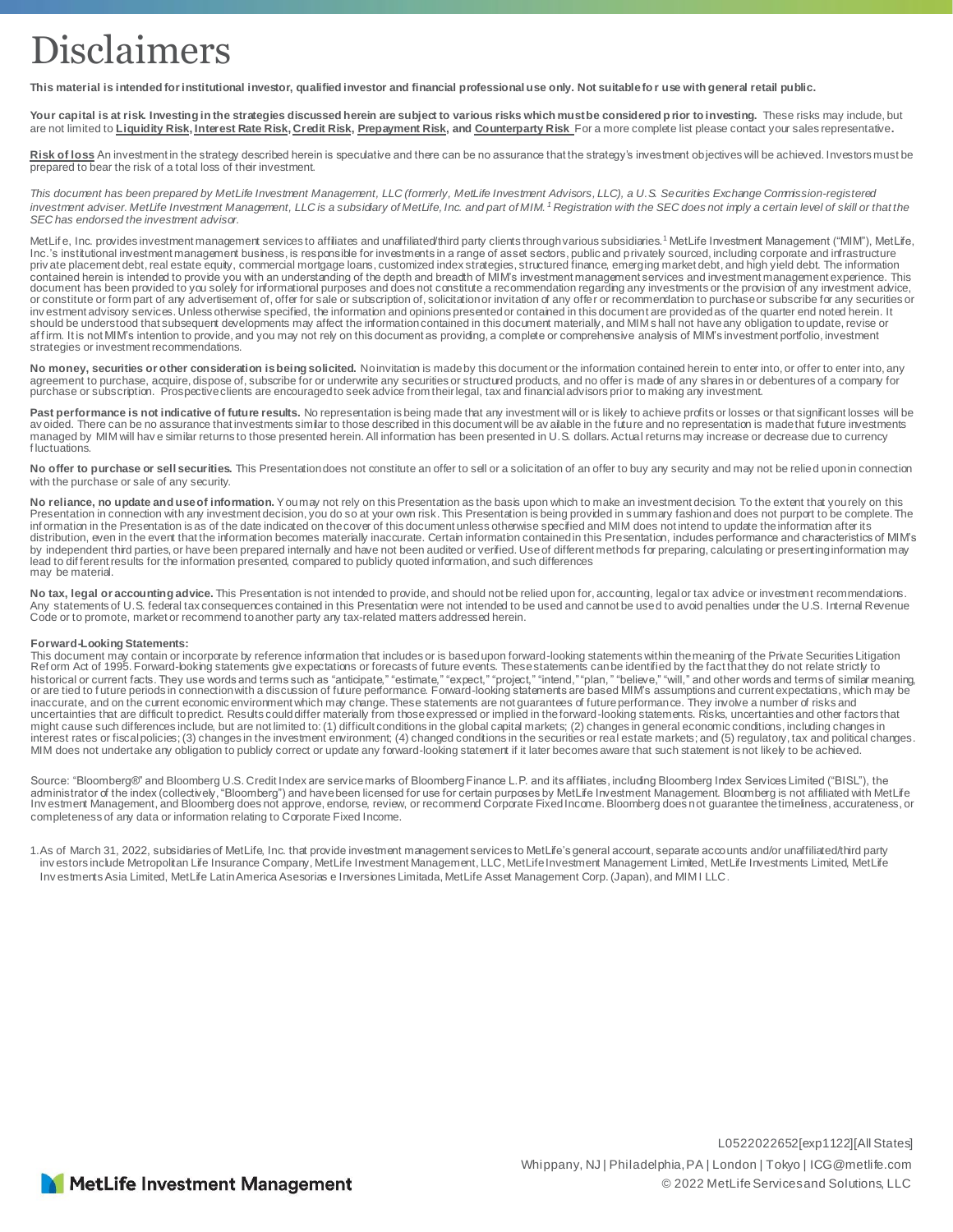# Disclaimers

**This material is intended for institutional investor, qualified investor and financial professional use only. Not suitable for use with general retail public.**

**Your capital is at risk. Investing in the strategies discussed herein are subject to various risks which must be considered prior to investing.** These risks may include, but are not limited to **Liquidity Risk, Interest Rate Risk, Credit Risk, Prepayment Risk, and Counterparty Risk** For a more complete list please contact your sales representative**.**

**Risk of loss** An investment in the strategy described herein is speculative and there can be no assurance that the strategy's investment objectives will be achieved. Investors must be prepared to bear the risk of a total loss of their investment.

*This document has been prepared by MetLife Investment Management, LLC (formerly, MetLife Investment Advisors, LLC), a U.S. Securities Exchange Commission-registered investment adviser. MetLife Investment Management, LLC is a subsidiary of MetLife, Inc. and part of MIM.[1] Registration with the SEC does not imply a certain level of skill or that the SEC has endorsed the investment advisor.*

MetLife, Inc. provides investment management services to affiliates and unaffiliated/third party clients through various subsidiaries.[1] MetLife Investment Management ("MIM"), MetLife, Inc.'s institutional investment management business, is responsible for investments in a range of asset sectors, public and privately sourced, including corporate and infrastructure private placement debt, real estate equity, commercial mortgage loans, customized index strategies, structured finance, emerging market debt, and high yield debt. The information contained herein is intended to provide you with an understanding of the depth and breadth of MIM's investment management services and investment management experience. This document has been provided to you solely for informational purposes and does not constitute a recommendation regarding any investments or the provision of any investment advice, or constitute or form part of any advertisement of, offer for sale or subscription of, solicitation or invitation of any offer or recommendation to purchase or subscribe for any securities or investment advisory services. Unless otherwise specified, the information and opinions presented or contained in this document are provided as of the quarter end noted herein. It should be understood that subsequent developments may affect the information contained in this document materially, and MIM shall not have any obligation to update, revise or affirm. It is not MIM's intention to provide, and you may not rely on this document as providing, a complete or comprehensive analysis of MIM's investment portfolio, investment strategies or investment recommendations.

**No money, securities or other consideration is being solicited.** No invitation is made by this document or the information contained herein to enter into, or offer to enter into, any agreement to purchase, acquire, dispose of, subscribe for or underwrite any securities or structured products, and no offer is made of any shares in or debentures of a company for purchase or subscription. Prospective clients are encouraged to seek advice from their legal, tax and financial advisors prior to making any investment.

**Past performance is not indicative of future results.** No representation is being made that any investment will or is likely to achieve profits or losses or that significant losses will be avoided. There can be no assurance that investments similar to those described in this document will be available in the future and no representation is made that future investments managed by MIM will have similar returns to those presented herein. All information has been presented in U.S. dollars. Actual returns may increase or decrease due to currency fluctuations.

**No offer to purchase or sell securities.** This Presentation does not constitute an offer to sell or a solicitation of an offer to buy any security and may not be relied upon in connection with the purchase or sale of any security.

**No reliance, no update and use of information.** You may not rely on this Presentation as the basis upon which to make an investment decision. To the extent that you rely on this Presentation in connection with any investment decision, you do so at your own risk. This Presentation is being provided in summary fashion and does not purport to be complete. The information in the Presentation is as of the date indicated on the cover of this document unless otherwise specified and MIM does not intend to update the information after its distribution, even in the event that the information becomes materially inaccurate. Certain information contained in this Presentation, includes performance and characteristics of MIM's by independent third parties, or have been prepared internally and have not been audited or verified. Use of different methods for preparing, calculating or presenting information may lead to different results for the information presented, compared to publicly quoted information, and such differences may be material.

**No tax, legal or accounting advice.** This Presentation is not intended to provide, and should not be relied upon for, accounting, legal or tax advice or investment recommendations. Any statements of U.S. federal tax consequences contained in this Presentation were not intended to be used and cannot be used to avoid penalties under the U.S. Internal Revenue Code or to promote, market or recommend to another party any tax-related matters addressed herein.

**Forward-Looking Statements:**
This document may contain or incorporate by reference information that includes or is based upon forward-looking statements within the meaning of the Private Securities Litigation Reform Act of 1995. Forward-looking statements give expectations or forecasts of future events. These statements can be identified by the fact that they do not relate strictly to historical or current facts. They use words and terms such as "anticipate," "estimate," "expect," "project," "intend," "plan," "believe," "will," and other words and terms of similar meaning, or are tied to future periods in connection with a discussion of future performance. Forward-looking statements are based MIM's assumptions and current expectations, which may be inaccurate, and on the current economic environment which may change. These statements are not guarantees of future performance. They involve a number of risks and uncertainties that are difficult to predict. Results could differ materially from those expressed or implied in the forward-looking statements. Risks, uncertainties and other factors that might cause such differences include, but are not limited to: (1) difficult conditions in the global capital markets; (2) changes in general economic conditions, including changes in interest rates or fiscal policies; (3) changes in the investment environment; (4) changed conditions in the securities or real estate markets; and (5) regulatory, tax and political changes. MIM does not undertake any obligation to publicly correct or update any forward-looking statement if it later becomes aware that such statement is not likely to be achieved.

Source: "Bloomberg®" and Bloomberg U.S. Credit Index are service marks of Bloomberg Finance L.P. and its affiliates, including Bloomberg Index Services Limited ("BISL"), the administrator of the index (collectively, "Bloomberg") and have been licensed for use for certain purposes by MetLife Investment Management. Bloomberg is not affiliated with MetLife Investment Management, and Bloomberg does not approve, endorse, review, or recommend Corporate Fixed Income. Bloomberg does not guarantee the timeliness, accurateness, or completeness of any data or information relating to Corporate Fixed Income.

1. As of March 31, 2022, subsidiaries of MetLife, Inc. that provide investment management services to MetLife's general account, separate accounts and/or unaffiliated/third party investors include Metropolitan Life Insurance Company, MetLife Investment Management, LLC, MetLife Investment Management Limited, MetLife Investments Limited, MetLife Investments Asia Limited, MetLife Latin America Asesorias e Inversiones Limitada, MetLife Asset Management Corp. (Japan), and MIM I LLC.

L0522022652[exp1122][All States]

Whippany, NJ | Philadelphia, PA | London | Tokyo | ICG@metlife.com

MetLife Investment Management

© 2022 MetLife Services and Solutions, LLC